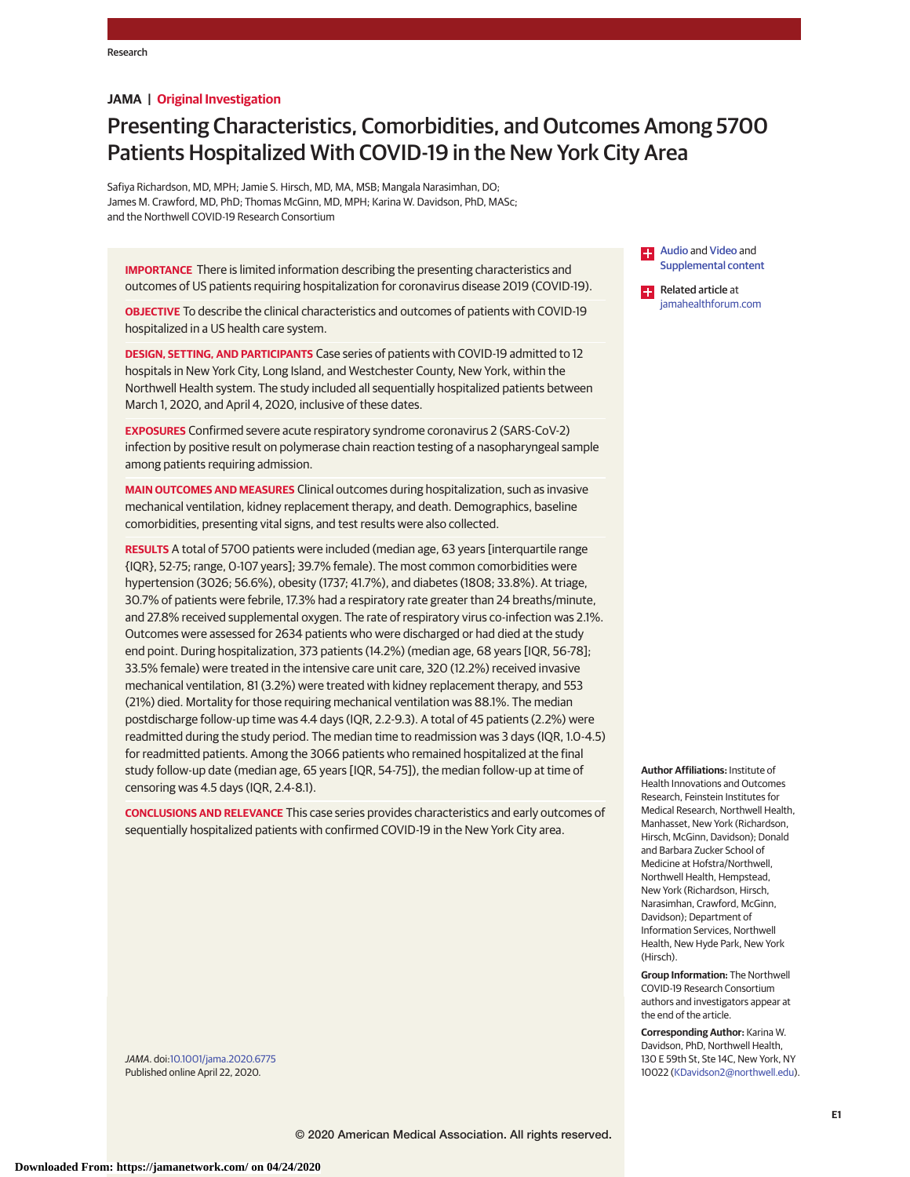JAMA | Original Investigation

# Presenting Characteristics, Comorbidities, and Outcomes Among 5700 Patients Hospitalized With COVID-19 in the New York City Area

Safiya Richardson, MD, MPH; Jamie S. Hirsch, MD, MA, MSB; Mangala Narasimhan, DO; James M. Crawford, MD, PhD; Thomas McGinn, MD, MPH; Karina W. Davidson, PhD, MASc; and the Northwell COVID-19 Research Consortium

**IMPORTANCE** There is limited information describing the presenting characteristics and outcomes of US patients requiring hospitalization for coronavirus disease 2019 (COVID-19).

**OBJECTIVE** To describe the clinical characteristics and outcomes of patients with COVID-19 hospitalized in a US health care system.

**DESIGN, SETTING, AND PARTICIPANTS** Case series of patients with COVID-19 admitted to 12 hospitals in New York City, Long Island, and Westchester County, New York, within the Northwell Health system. The study included all sequentially hospitalized patients between March 1, 2020, and April 4, 2020, inclusive of these dates.

**EXPOSURES** Confirmed severe acute respiratory syndrome coronavirus 2 (SARS-CoV-2) infection by positive result on polymerase chain reaction testing of a nasopharyngeal sample among patients requiring admission.

**MAIN OUTCOMES AND MEASURES** Clinical outcomes during hospitalization, such as invasive mechanical ventilation, kidney replacement therapy, and death. Demographics, baseline comorbidities, presenting vital signs, and test results were also collected.

**RESULTS** A total of 5700 patients were included (median age, 63 years [interquartile range {IQR}, 52-75; range, 0-107 years]; 39.7% female). The most common comorbidities were hypertension (3026; 56.6%), obesity (1737; 41.7%), and diabetes (1808; 33.8%). At triage, 30.7% of patients were febrile, 17.3% had a respiratory rate greater than 24 breaths/minute, and 27.8% received supplemental oxygen. The rate of respiratory virus co-infection was 2.1%. Outcomes were assessed for 2634 patients who were discharged or had died at the study end point. During hospitalization, 373 patients (14.2%) (median age, 68 years [IQR, 56-78]; 33.5% female) were treated in the intensive care unit care, 320 (12.2%) received invasive mechanical ventilation, 81 (3.2%) were treated with kidney replacement therapy, and 553 (21%) died. Mortality for those requiring mechanical ventilation was 88.1%. The median postdischarge follow-up time was 4.4 days (IQR, 2.2-9.3). A total of 45 patients (2.2%) were readmitted during the study period. The median time to readmission was 3 days (IQR, 1.0-4.5) for readmitted patients. Among the 3066 patients who remained hospitalized at the final study follow-up date (median age, 65 years [IQR, 54-75]), the median follow-up at time of censoring was 4.5 days (IQR, 2.4-8.1).

**CONCLUSIONS AND RELEVANCE** This case series provides characteristics and early outcomes of sequentially hospitalized patients with confirmed COVID-19 in the New York City area.

JAMA. doi:10.1001/jama.2020.6775
Published online April 22, 2020.

Audio and Video and Supplemental content

Related article at jamahealthforum.com

**Author Affiliations:** Institute of Health Innovations and Outcomes Research, Feinstein Institutes for Medical Research, Northwell Health, Manhasset, New York (Richardson, Hirsch, McGinn, Davidson); Donald and Barbara Zucker School of Medicine at Hofstra/Northwell, Northwell Health, Hempstead, New York (Richardson, Hirsch, Narasimhan, Crawford, McGinn, Davidson); Department of Information Services, Northwell Health, New Hyde Park, New York (Hirsch).

**Group Information:** The Northwell COVID-19 Research Consortium authors and investigators appear at the end of the article.

**Corresponding Author:** Karina W. Davidson, PhD, Northwell Health, 130 E 59th St, Ste 14C, New York, NY 10022 (KDavidson2@northwell.edu).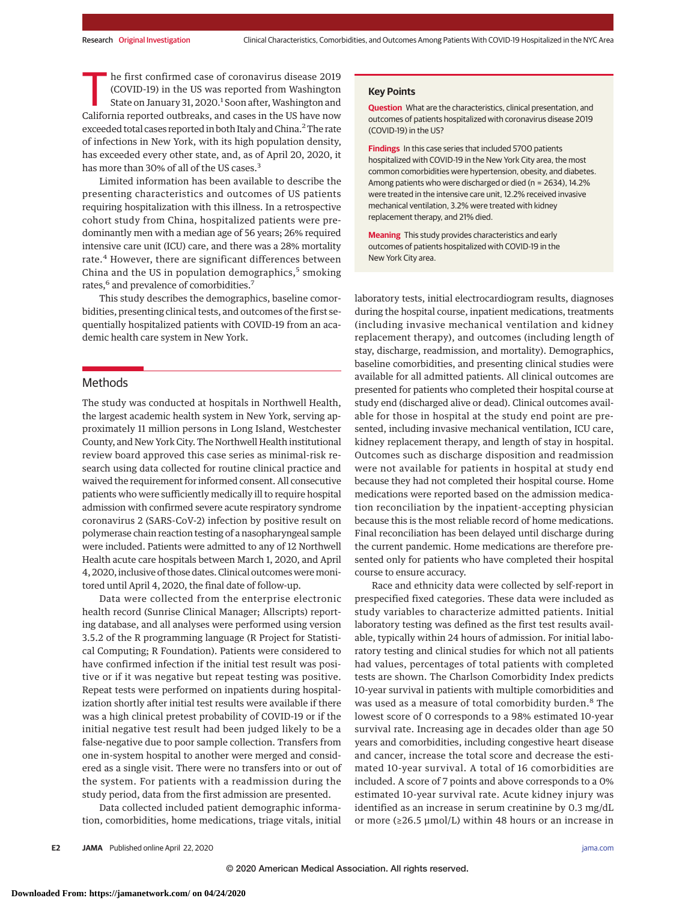The first confirmed case of coronavirus disease 2019 (COVID-19) in the US was reported from Washington State on January 31, 2020.[1] Soon after, Washington and California reported outbreaks, and cases in the US have now exceeded total cases reported in both Italy and China.[2] The rate of infections in New York, with its high population density, has exceeded every other state, and, as of April 20, 2020, it has more than 30% of all of the US cases.[3]

Limited information has been available to describe the presenting characteristics and outcomes of US patients requiring hospitalization with this illness. In a retrospective cohort study from China, hospitalized patients were predominantly men with a median age of 56 years; 26% required intensive care unit (ICU) care, and there was a 28% mortality rate.[4] However, there are significant differences between China and the US in population demographics,[5] smoking rates,[6] and prevalence of comorbidities.[7]

This study describes the demographics, baseline comorbidities, presenting clinical tests, and outcomes of the first sequentially hospitalized patients with COVID-19 from an academic health care system in New York.

> **Key Points**
>
> **Question** What are the characteristics, clinical presentation, and outcomes of patients hospitalized with coronavirus disease 2019 (COVID-19) in the US?
>
> **Findings** In this case series that included 5700 patients hospitalized with COVID-19 in the New York City area, the most common comorbidities were hypertension, obesity, and diabetes. Among patients who were discharged or died (n = 2634), 14.2% were treated in the intensive care unit, 12.2% received invasive mechanical ventilation, 3.2% were treated with kidney replacement therapy, and 21% died.
>
> **Meaning** This study provides characteristics and early outcomes of patients hospitalized with COVID-19 in the New York City area.

## Methods

The study was conducted at hospitals in Northwell Health, the largest academic health system in New York, serving approximately 11 million persons in Long Island, Westchester County, and New York City. The Northwell Health institutional review board approved this case series as minimal-risk research using data collected for routine clinical practice and waived the requirement for informed consent. All consecutive patients who were sufficiently medically ill to require hospital admission with confirmed severe acute respiratory syndrome coronavirus 2 (SARS-CoV-2) infection by positive result on polymerase chain reaction testing of a nasopharyngeal sample were included. Patients were admitted to any of 12 Northwell Health acute care hospitals between March 1, 2020, and April 4, 2020, inclusive of those dates. Clinical outcomes were monitored until April 4, 2020, the final date of follow-up.

Data were collected from the enterprise electronic health record (Sunrise Clinical Manager; Allscripts) reporting database, and all analyses were performed using version 3.5.2 of the R programming language (R Project for Statistical Computing; R Foundation). Patients were considered to have confirmed infection if the initial test result was positive or if it was negative but repeat testing was positive. Repeat tests were performed on inpatients during hospitalization shortly after initial test results were available if there was a high clinical pretest probability of COVID-19 or if the initial negative test result had been judged likely to be a false-negative due to poor sample collection. Transfers from one in-system hospital to another were merged and considered as a single visit. There were no transfers into or out of the system. For patients with a readmission during the study period, data from the first admission are presented.

Data collected included patient demographic information, comorbidities, home medications, triage vitals, initial laboratory tests, initial electrocardiogram results, diagnoses during the hospital course, inpatient medications, treatments (including invasive mechanical ventilation and kidney replacement therapy), and outcomes (including length of stay, discharge, readmission, and mortality). Demographics, baseline comorbidities, and presenting clinical studies were available for all admitted patients. All clinical outcomes are presented for patients who completed their hospital course at study end (discharged alive or dead). Clinical outcomes available for those in hospital at the study end point are presented, including invasive mechanical ventilation, ICU care, kidney replacement therapy, and length of stay in hospital. Outcomes such as discharge disposition and readmission were not available for patients in hospital at study end because they had not completed their hospital course. Home medications were reported based on the admission medication reconciliation by the inpatient-accepting physician because this is the most reliable record of home medications. Final reconciliation has been delayed until discharge during the current pandemic. Home medications are therefore presented only for patients who have completed their hospital course to ensure accuracy.

Race and ethnicity data were collected by self-report in prespecified fixed categories. These data were included as study variables to characterize admitted patients. Initial laboratory testing was defined as the first test results available, typically within 24 hours of admission. For initial laboratory testing and clinical studies for which not all patients had values, percentages of total patients with completed tests are shown. The Charlson Comorbidity Index predicts 10-year survival in patients with multiple comorbidities and was used as a measure of total comorbidity burden.[8] The lowest score of 0 corresponds to a 98% estimated 10-year survival rate. Increasing age in decades older than age 50 years and comorbidities, including congestive heart disease and cancer, increase the total score and decrease the estimated 10-year survival. A total of 16 comorbidities are included. A score of 7 points and above corresponds to a 0% estimated 10-year survival rate. Acute kidney injury was identified as an increase in serum creatinine by 0.3 mg/dL or more (≥26.5 μmol/L) within 48 hours or an increase in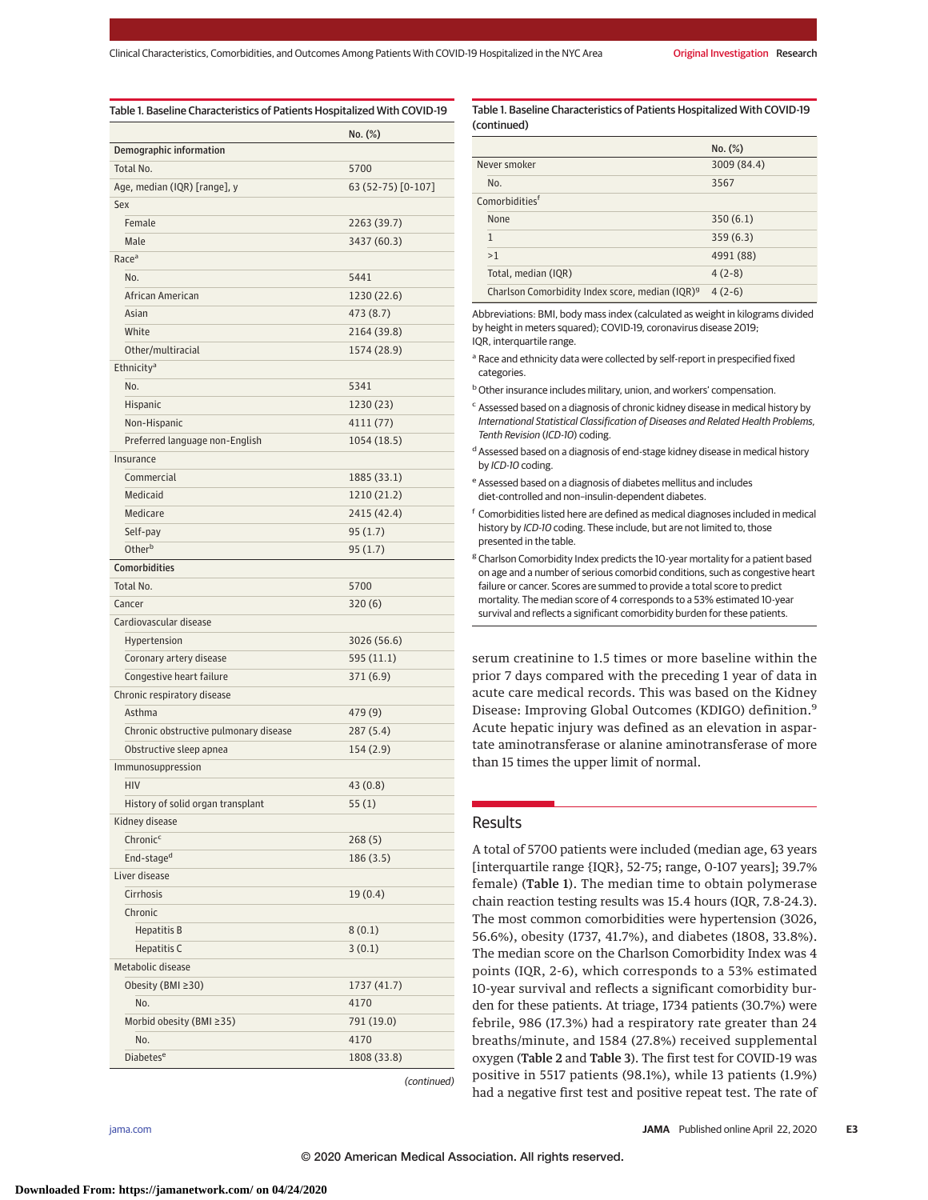Table 1. Baseline Characteristics of Patients Hospitalized With COVID-19

| | No. (%) |
|---|---|
| **Demographic information** | |
| Total No. | 5700 |
| Age, median (IQR) [range], y | 63 (52-75) [0-107] |
| Sex | |
| Female | 2263 (39.7) |
| Male | 3437 (60.3) |
| Race[a] | |
| No. | 5441 |
| African American | 1230 (22.6) |
| Asian | 473 (8.7) |
| White | 2164 (39.8) |
| Other/multiracial | 1574 (28.9) |
| Ethnicity[a] | |
| No. | 5341 |
| Hispanic | 1230 (23) |
| Non-Hispanic | 4111 (77) |
| Preferred language non-English | 1054 (18.5) |
| Insurance | |
| Commercial | 1885 (33.1) |
| Medicaid | 1210 (21.2) |
| Medicare | 2415 (42.4) |
| Self-pay | 95 (1.7) |
| Other[b] | 95 (1.7) |
| **Comorbidities** | |
| Total No. | 5700 |
| Cancer | 320 (6) |
| Cardiovascular disease | |
| Hypertension | 3026 (56.6) |
| Coronary artery disease | 595 (11.1) |
| Congestive heart failure | 371 (6.9) |
| Chronic respiratory disease | |
| Asthma | 479 (9) |
| Chronic obstructive pulmonary disease | 287 (5.4) |
| Obstructive sleep apnea | 154 (2.9) |
| Immunosuppression | |
| HIV | 43 (0.8) |
| History of solid organ transplant | 55 (1) |
| Kidney disease | |
| Chronic[c] | 268 (5) |
| End-stage[d] | 186 (3.5) |
| Liver disease | |
| Cirrhosis | 19 (0.4) |
| Chronic | |
| Hepatitis B | 8 (0.1) |
| Hepatitis C | 3 (0.1) |
| Metabolic disease | |
| Obesity (BMI ≥30) | 1737 (41.7) |
| No. | 4170 |
| Morbid obesity (BMI ≥35) | 791 (19.0) |
| No. | 4170 |
| Diabetes[e] | 1808 (33.8) |
| Never smoker | 3009 (84.4) |
| No. | 3567 |
| Comorbidities[f] | |
| None | 350 (6.1) |
| 1 | 359 (6.3) |
| >1 | 4991 (88) |
| Total, median (IQR) | 4 (2-8) |
| Charlson Comorbidity Index score, median (IQR)[g] | 4 (2-6) |

Abbreviations: BMI, body mass index (calculated as weight in kilograms divided by height in meters squared); COVID-19, coronavirus disease 2019; IQR, interquartile range.

[a] Race and ethnicity data were collected by self-report in prespecified fixed categories.

[b] Other insurance includes military, union, and workers' compensation.

[c] Assessed based on a diagnosis of chronic kidney disease in medical history by *International Statistical Classification of Diseases and Related Health Problems, Tenth Revision* (*ICD-10*) coding.

[d] Assessed based on a diagnosis of end-stage kidney disease in medical history by *ICD-10* coding.

[e] Assessed based on a diagnosis of diabetes mellitus and includes diet-controlled and non–insulin-dependent diabetes.

[f] Comorbidities listed here are defined as medical diagnoses included in medical history by *ICD-10* coding. These include, but are not limited to, those presented in the table.

[g] Charlson Comorbidity Index predicts the 10-year mortality for a patient based on age and a number of serious comorbid conditions, such as congestive heart failure or cancer. Scores are summed to provide a total score to predict mortality. The median score of 4 corresponds to a 53% estimated 10-year survival and reflects a significant comorbidity burden for these patients.

serum creatinine to 1.5 times or more baseline within the prior 7 days compared with the preceding 1 year of data in acute care medical records. This was based on the Kidney Disease: Improving Global Outcomes (KDIGO) definition.[9] Acute hepatic injury was defined as an elevation in aspartate aminotransferase or alanine aminotransferase of more than 15 times the upper limit of normal.

## Results

A total of 5700 patients were included (median age, 63 years [interquartile range {IQR}, 52-75; range, 0-107 years]; 39.7% female) (**Table 1**). The median time to obtain polymerase chain reaction testing results was 15.4 hours (IQR, 7.8-24.3). The most common comorbidities were hypertension (3026, 56.6%), obesity (1737, 41.7%), and diabetes (1808, 33.8%). The median score on the Charlson Comorbidity Index was 4 points (IQR, 2-6), which corresponds to a 53% estimated 10-year survival and reflects a significant comorbidity burden for these patients. At triage, 1734 patients (30.7%) were febrile, 986 (17.3%) had a respiratory rate greater than 24 breaths/minute, and 1584 (27.8%) received supplemental oxygen (**Table 2** and **Table 3**). The first test for COVID-19 was positive in 5517 patients (98.1%), while 13 patients (1.9%) had a negative first test and positive repeat test. The rate of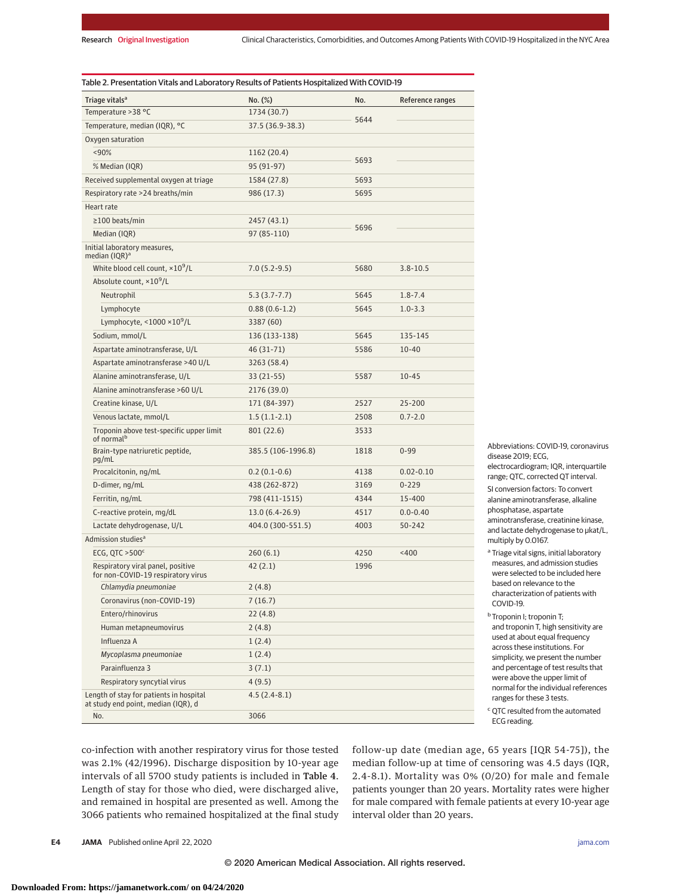Table 2. Presentation Vitals and Laboratory Results of Patients Hospitalized With COVID-19

| Triage vitals[a] | No. (%) | No. | Reference ranges |
|---|---|---|---|
| Temperature >38 °C | 1734 (30.7) | 5644 | |
| Temperature, median (IQR), °C | 37.5 (36.9-38.3) | | |
| Oxygen saturation | | | |
| <90% | 1162 (20.4) | 5693 | |
| % Median (IQR) | 95 (91-97) | | |
| Received supplemental oxygen at triage | 1584 (27.8) | 5693 | |
| Respiratory rate >24 breaths/min | 986 (17.3) | 5695 | |
| Heart rate | | | |
| ≥100 beats/min | 2457 (43.1) | 5696 | |
| Median (IQR) | 97 (85-110) | | |
| Initial laboratory measures, median (IQR)[a] | | | |
| White blood cell count, $\times 10^9$/L | 7.0 (5.2-9.5) | 5680 | 3.8-10.5 |
| Absolute count, $\times 10^9$/L | | | |
| Neutrophil | 5.3 (3.7-7.7) | 5645 | 1.8-7.4 |
| Lymphocyte | 0.88 (0.6-1.2) | 5645 | 1.0-3.3 |
| Lymphocyte, <1000 $\times 10^9$/L | 3387 (60) | | |
| Sodium, mmol/L | 136 (133-138) | 5645 | 135-145 |
| Aspartate aminotransferase, U/L | 46 (31-71) | 5586 | 10-40 |
| Aspartate aminotransferase >40 U/L | 3263 (58.4) | | |
| Alanine aminotransferase, U/L | 33 (21-55) | 5587 | 10-45 |
| Alanine aminotransferase >60 U/L | 2176 (39.0) | | |
| Creatine kinase, U/L | 171 (84-397) | 2527 | 25-200 |
| Venous lactate, mmol/L | 1.5 (1.1-2.1) | 2508 | 0.7-2.0 |
| Troponin above test-specific upper limit of normal[b] | 801 (22.6) | 3533 | |
| Brain-type natriuretic peptide, pg/mL | 385.5 (106-1996.8) | 1818 | 0-99 |
| Procalcitonin, ng/mL | 0.2 (0.1-0.6) | 4138 | 0.02-0.10 |
| D-dimer, ng/mL | 438 (262-872) | 3169 | 0-229 |
| Ferritin, ng/mL | 798 (411-1515) | 4344 | 15-400 |
| C-reactive protein, mg/dL | 13.0 (6.4-26.9) | 4517 | 0.0-0.40 |
| Lactate dehydrogenase, U/L | 404.0 (300-551.5) | 4003 | 50-242 |
| Admission studies[a] | | | |
| ECG, QTC >500[c] | 260 (6.1) | 4250 | <400 |
| Respiratory viral panel, positive for non-COVID-19 respiratory virus | 42 (2.1) | 1996 | |
| *Chlamydia pneumoniae* | 2 (4.8) | | |
| Coronavirus (non-COVID-19) | 7 (16.7) | | |
| Entero/rhinovirus | 22 (4.8) | | |
| Human metapneumovirus | 2 (4.8) | | |
| Influenza A | 1 (2.4) | | |
| *Mycoplasma pneumoniae* | 1 (2.4) | | |
| Parainfluenza 3 | 3 (7.1) | | |
| Respiratory syncytial virus | 4 (9.5) | | |
| Length of stay for patients in hospital at study end point, median (IQR), d | 4.5 (2.4-8.1) | | |
| No. | 3066 | | |

Abbreviations: COVID-19, coronavirus disease 2019; ECG, electrocardiogram; IQR, interquartile range; QTC, corrected QT interval.

SI conversion factors: To convert alanine aminotransferase, alkaline phosphatase, aspartate aminotransferase, creatinine kinase, and lactate dehydrogenase to μkat/L, multiply by 0.0167.

[a] Triage vital signs, initial laboratory measures, and admission studies were selected to be included here based on relevance to the characterization of patients with COVID-19.

[b] Troponin I; troponin T; and troponin T, high sensitivity are used at about equal frequency across these institutions. For simplicity, we present the number and percentage of test results that were above the upper limit of normal for the individual references ranges for these 3 tests.

[c] QTC resulted from the automated ECG reading.

co-infection with another respiratory virus for those tested was 2.1% (42/1996). Discharge disposition by 10-year age intervals of all 5700 study patients is included in **Table 4**. Length of stay for those who died, were discharged alive, and remained in hospital are presented as well. Among the 3066 patients who remained hospitalized at the final study follow-up date (median age, 65 years [IQR 54-75]), the median follow-up at time of censoring was 4.5 days (IQR, 2.4-8.1). Mortality was 0% (0/20) for male and female patients younger than 20 years. Mortality rates were higher for male compared with female patients at every 10-year age interval older than 20 years.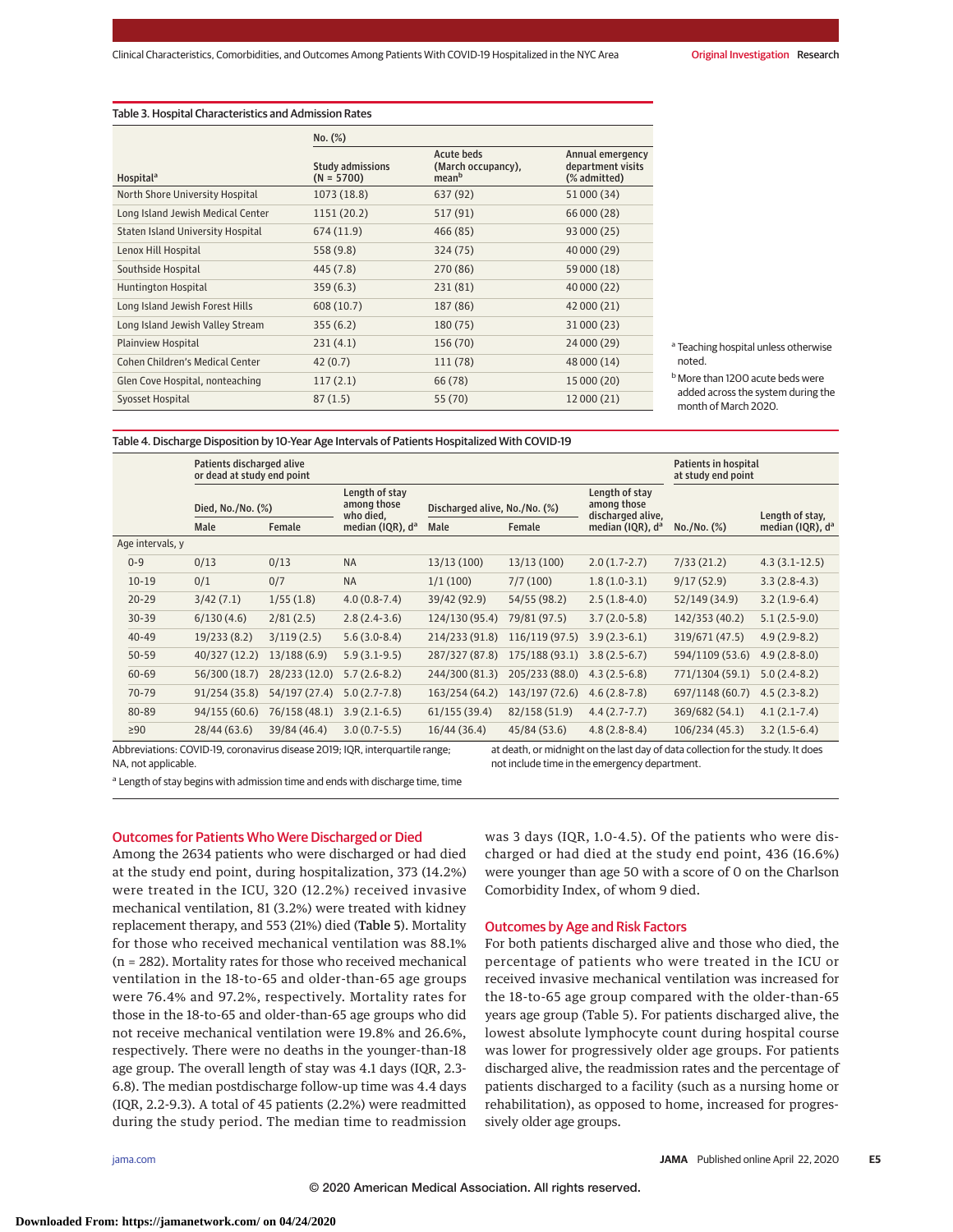Table 3. Hospital Characteristics and Admission Rates

| Hospital[a] | Study admissions (N = 5700), No. (%) | Acute beds (March occupancy), mean[b], No. (%) | Annual emergency department visits (% admitted), No. (%) |
|---|---|---|---|
| North Shore University Hospital | 1073 (18.8) | 637 (92) | 51 000 (34) |
| Long Island Jewish Medical Center | 1151 (20.2) | 517 (91) | 66 000 (28) |
| Staten Island University Hospital | 674 (11.9) | 466 (85) | 93 000 (25) |
| Lenox Hill Hospital | 558 (9.8) | 324 (75) | 40 000 (29) |
| Southside Hospital | 445 (7.8) | 270 (86) | 59 000 (18) |
| Huntington Hospital | 359 (6.3) | 231 (81) | 40 000 (22) |
| Long Island Jewish Forest Hills | 608 (10.7) | 187 (86) | 42 000 (21) |
| Long Island Jewish Valley Stream | 355 (6.2) | 180 (75) | 31 000 (23) |
| Plainview Hospital | 231 (4.1) | 156 (70) | 24 000 (29) |
| Cohen Children's Medical Center | 42 (0.7) | 111 (78) | 48 000 (14) |
| Glen Cove Hospital, nonteaching | 117 (2.1) | 66 (78) | 15 000 (20) |
| Syosset Hospital | 87 (1.5) | 55 (70) | 12 000 (21) |

[a] Teaching hospital unless otherwise noted.

[b] More than 1200 acute beds were added across the system during the month of March 2020.

Table 4. Discharge Disposition by 10-Year Age Intervals of Patients Hospitalized With COVID-19

| | Patients discharged alive or dead at study end point | | | | | | Patients in hospital at study end point | |
|---|---|---|---|---|---|---|---|---|
| | Died, No./No. (%) | | Length of stay among those who died, median (IQR), d[a] | Discharged alive, No./No. (%) | | Length of stay among those discharged alive, median (IQR), d[a] | No./No. (%) | Length of stay, median (IQR), d[a] |
| | Male | Female | | Male | Female | | | |
| Age intervals, y | | | | | | | | |
| 0-9 | 0/13 | 0/13 | NA | 13/13 (100) | 13/13 (100) | 2.0 (1.7-2.7) | 7/33 (21.2) | 4.3 (3.1-12.5) |
| 10-19 | 0/1 | 0/7 | NA | 1/1 (100) | 7/7 (100) | 1.8 (1.0-3.1) | 9/17 (52.9) | 3.3 (2.8-4.3) |
| 20-29 | 3/42 (7.1) | 1/55 (1.8) | 4.0 (0.8-7.4) | 39/42 (92.9) | 54/55 (98.2) | 2.5 (1.8-4.0) | 52/149 (34.9) | 3.2 (1.9-6.4) |
| 30-39 | 6/130 (4.6) | 2/81 (2.5) | 2.8 (2.4-3.6) | 124/130 (95.4) | 79/81 (97.5) | 3.7 (2.0-5.8) | 142/353 (40.2) | 5.1 (2.5-9.0) |
| 40-49 | 19/233 (8.2) | 3/119 (2.5) | 5.6 (3.0-8.4) | 214/233 (91.8) | 116/119 (97.5) | 3.9 (2.3-6.1) | 319/671 (47.5) | 4.9 (2.9-8.2) |
| 50-59 | 40/327 (12.2) | 13/188 (6.9) | 5.9 (3.1-9.5) | 287/327 (87.8) | 175/188 (93.1) | 3.8 (2.5-6.7) | 594/1109 (53.6) | 4.9 (2.8-8.0) |
| 60-69 | 56/300 (18.7) | 28/233 (12.0) | 5.7 (2.6-8.2) | 244/300 (81.3) | 205/233 (88.0) | 4.3 (2.5-6.8) | 771/1304 (59.1) | 5.0 (2.4-8.2) |
| 70-79 | 91/254 (35.8) | 54/197 (27.4) | 5.0 (2.7-7.8) | 163/254 (64.2) | 143/197 (72.6) | 4.6 (2.8-7.8) | 697/1148 (60.7) | 4.5 (2.3-8.2) |
| 80-89 | 94/155 (60.6) | 76/158 (48.1) | 3.9 (2.1-6.5) | 61/155 (39.4) | 82/158 (51.9) | 4.4 (2.7-7.7) | 369/682 (54.1) | 4.1 (2.1-7.4) |
| ≥90 | 28/44 (63.6) | 39/84 (46.4) | 3.0 (0.7-5.5) | 16/44 (36.4) | 45/84 (53.6) | 4.8 (2.8-8.4) | 106/234 (45.3) | 3.2 (1.5-6.4) |

Abbreviations: COVID-19, coronavirus disease 2019; IQR, interquartile range; NA, not applicable.

[a] Length of stay begins with admission time and ends with discharge time, time at death, or midnight on the last day of data collection for the study. It does not include time in the emergency department.

## Outcomes for Patients Who Were Discharged or Died

Among the 2634 patients who were discharged or had died at the study end point, during hospitalization, 373 (14.2%) were treated in the ICU, 320 (12.2%) received invasive mechanical ventilation, 81 (3.2%) were treated with kidney replacement therapy, and 553 (21%) died (Table 5). Mortality for those who received mechanical ventilation was 88.1% (n = 282). Mortality rates for those who received mechanical ventilation in the 18-to-65 and older-than-65 age groups were 76.4% and 97.2%, respectively. Mortality rates for those in the 18-to-65 and older-than-65 age groups who did not receive mechanical ventilation were 19.8% and 26.6%, respectively. There were no deaths in the younger-than-18 age group. The overall length of stay was 4.1 days (IQR, 2.3-6.8). The median postdischarge follow-up time was 4.4 days (IQR, 2.2-9.3). A total of 45 patients (2.2%) were readmitted during the study period. The median time to readmission was 3 days (IQR, 1.0-4.5). Of the patients who were discharged or had died at the study end point, 436 (16.6%) were younger than age 50 with a score of 0 on the Charlson Comorbidity Index, of whom 9 died.

## Outcomes by Age and Risk Factors

For both patients discharged alive and those who died, the percentage of patients who were treated in the ICU or received invasive mechanical ventilation was increased for the 18-to-65 age group compared with the older-than-65 years age group (Table 5). For patients discharged alive, the lowest absolute lymphocyte count during hospital course was lower for progressively older age groups. For patients discharged alive, the readmission rates and the percentage of patients discharged to a facility (such as a nursing home or rehabilitation), as opposed to home, increased for progressively older age groups.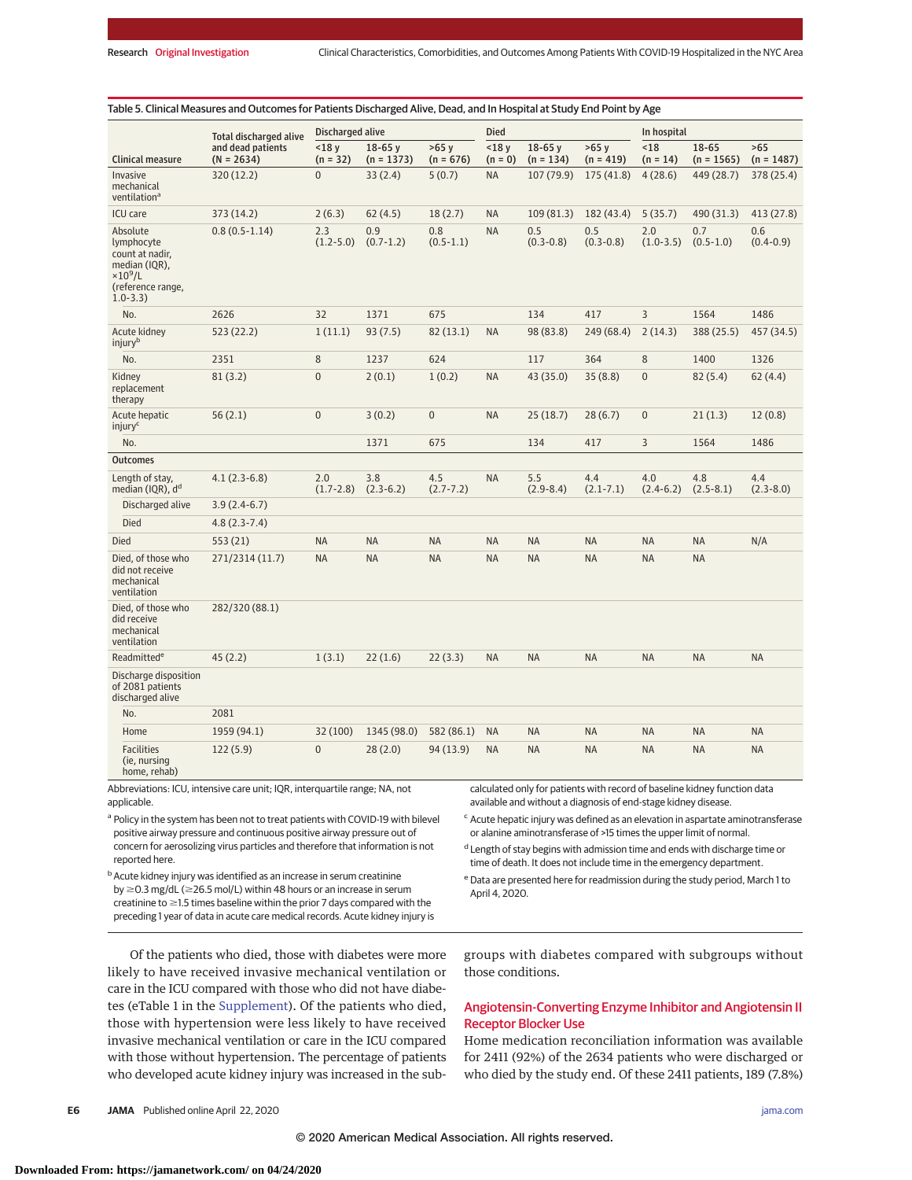Table 5. Clinical Measures and Outcomes for Patients Discharged Alive, Dead, and In Hospital at Study End Point by Age

| Clinical measure | Total discharged alive and dead patients (N = 2634) | Discharged alive | | | Died | | | In hospital | | |
|---|---|---|---|---|---|---|---|---|---|---|
| | | <18 y (n = 32) | 18-65 y (n = 1373) | >65 y (n = 676) | <18 y (n = 0) | 18-65 y (n = 134) | >65 y (n = 419) | <18 (n = 14) | 18-65 (n = 1565) | >65 (n = 1487) |
| Invasive mechanical ventilation[a] | 320 (12.2) | 0 | 33 (2.4) | 5 (0.7) | NA | 107 (79.9) | 175 (41.8) | 4 (28.6) | 449 (28.7) | 378 (25.4) |
| ICU care | 373 (14.2) | 2 (6.3) | 62 (4.5) | 18 (2.7) | NA | 109 (81.3) | 182 (43.4) | 5 (35.7) | 490 (31.3) | 413 (27.8) |
| Absolute lymphocyte count at nadir, median (IQR), $\times 10^9$/L (reference range, 1.0-3.3) | 0.8 (0.5-1.14) | 2.3 (1.2-5.0) | 0.9 (0.7-1.2) | 0.8 (0.5-1.1) | NA | 0.5 (0.3-0.8) | 0.5 (0.3-0.8) | 2.0 (1.0-3.5) | 0.7 (0.5-1.0) | 0.6 (0.4-0.9) |
| No. | 2626 | 32 | 1371 | 675 | | 134 | 417 | 3 | 1564 | 1486 |
| Acute kidney injury[b] | 523 (22.2) | 1 (11.1) | 93 (7.5) | 82 (13.1) | NA | 98 (83.8) | 249 (68.4) | 2 (14.3) | 388 (25.5) | 457 (34.5) |
| No. | 2351 | 8 | 1237 | 624 | | 117 | 364 | 8 | 1400 | 1326 |
| Kidney replacement therapy | 81 (3.2) | 0 | 2 (0.1) | 1 (0.2) | NA | 43 (35.0) | 35 (8.8) | 0 | 82 (5.4) | 62 (4.4) |
| Acute hepatic injury[c] | 56 (2.1) | 0 | 3 (0.2) | 0 | NA | 25 (18.7) | 28 (6.7) | 0 | 21 (1.3) | 12 (0.8) |
| No. | | | 1371 | 675 | | 134 | 417 | 3 | 1564 | 1486 |
| **Outcomes** | | | | | | | | | | |
| Length of stay, median (IQR), d[d] | 4.1 (2.3-6.8) | 2.0 (1.7-2.8) | 3.8 (2.3-6.2) | 4.5 (2.7-7.2) | NA | 5.5 (2.9-8.4) | 4.4 (2.1-7.1) | 4.0 (2.4-6.2) | 4.8 (2.5-8.1) | 4.4 (2.3-8.0) |
| Discharged alive | 3.9 (2.4-6.7) | | | | | | | | | |
| Died | 4.8 (2.3-7.4) | | | | | | | | | |
| Died | 553 (21) | NA | NA | NA | NA | NA | NA | NA | NA | N/A |
| Died, of those who did not receive mechanical ventilation | 271/2314 (11.7) | NA | NA | NA | NA | NA | NA | NA | NA | |
| Died, of those who did receive mechanical ventilation | 282/320 (88.1) | | | | | | | | | |
| Readmitted[e] | 45 (2.2) | 1 (3.1) | 22 (1.6) | 22 (3.3) | NA | NA | NA | NA | NA | NA |
| Discharge disposition of 2081 patients discharged alive | | | | | | | | | | |
| No. | 2081 | | | | | | | | | |
| Home | 1959 (94.1) | 32 (100) | 1345 (98.0) | 582 (86.1) | NA | NA | NA | NA | NA | NA |
| Facilities (ie, nursing home, rehab) | 122 (5.9) | 0 | 28 (2.0) | 94 (13.9) | NA | NA | NA | NA | NA | NA |

Abbreviations: ICU, intensive care unit; IQR, interquartile range; NA, not applicable.

[a] Policy in the system has been not to treat patients with COVID-19 with bilevel positive airway pressure and continuous positive airway pressure out of concern for aerosolizing virus particles and therefore that information is not reported here.

[b] Acute kidney injury was identified as an increase in serum creatinine by ≥0.3 mg/dL (≥26.5 mol/L) within 48 hours or an increase in serum creatinine to ≥1.5 times baseline within the prior 7 days compared with the preceding 1 year of data in acute care medical records. Acute kidney injury is calculated only for patients with record of baseline kidney function data available and without a diagnosis of end-stage kidney disease.

[c] Acute hepatic injury was defined as an elevation in aspartate aminotransferase or alanine aminotransferase of >15 times the upper limit of normal.

[d] Length of stay begins with admission time and ends with discharge time or time of death. It does not include time in the emergency department.

[e] Data are presented here for readmission during the study period, March 1 to April 4, 2020.

Of the patients who died, those with diabetes were more likely to have received invasive mechanical ventilation or care in the ICU compared with those who did not have diabetes (eTable 1 in the Supplement). Of the patients who died, those with hypertension were less likely to have received invasive mechanical ventilation or care in the ICU compared with those without hypertension. The percentage of patients who developed acute kidney injury was increased in the subgroups with diabetes compared with subgroups without those conditions.

## Angiotensin-Converting Enzyme Inhibitor and Angiotensin II Receptor Blocker Use

Home medication reconciliation information was available for 2411 (92%) of the 2634 patients who were discharged or who died by the study end. Of these 2411 patients, 189 (7.8%)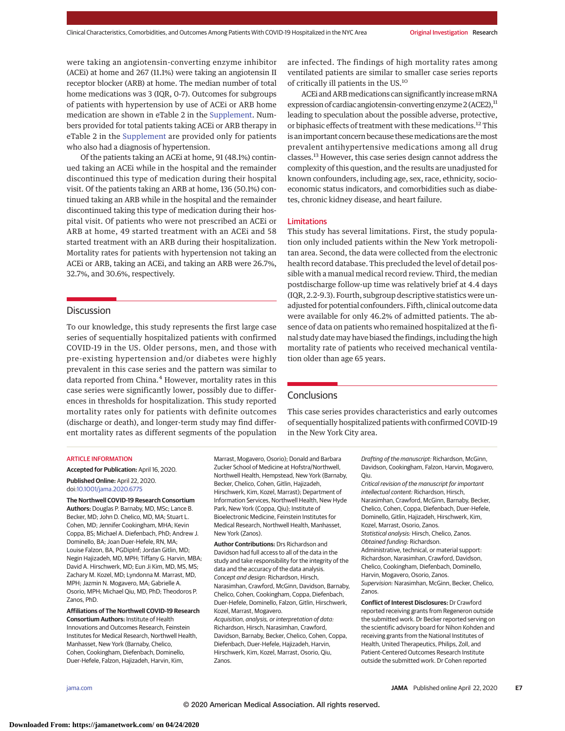were taking an angiotensin-converting enzyme inhibitor (ACEi) at home and 267 (11.1%) were taking an angiotensin II receptor blocker (ARB) at home. The median number of total home medications was 3 (IQR, 0-7). Outcomes for subgroups of patients with hypertension by use of ACEi or ARB home medication are shown in eTable 2 in the Supplement. Numbers provided for total patients taking ACEi or ARB therapy in eTable 2 in the Supplement are provided only for patients who also had a diagnosis of hypertension.

Of the patients taking an ACEi at home, 91 (48.1%) continued taking an ACEi while in the hospital and the remainder discontinued this type of medication during their hospital visit. Of the patients taking an ARB at home, 136 (50.1%) continued taking an ARB while in the hospital and the remainder discontinued taking this type of medication during their hospital visit. Of patients who were not prescribed an ACEi or ARB at home, 49 started treatment with an ACEi and 58 started treatment with an ARB during their hospitalization. Mortality rates for patients with hypertension not taking an ACEi or ARB, taking an ACEi, and taking an ARB were 26.7%, 32.7%, and 30.6%, respectively.

## Discussion

To our knowledge, this study represents the first large case series of sequentially hospitalized patients with confirmed COVID-19 in the US. Older persons, men, and those with pre-existing hypertension and/or diabetes were highly prevalent in this case series and the pattern was similar to data reported from China.[4] However, mortality rates in this case series were significantly lower, possibly due to differences in thresholds for hospitalization. This study reported mortality rates only for patients with definite outcomes (discharge or death), and longer-term study may find different mortality rates as different segments of the population are infected. The findings of high mortality rates among ventilated patients are similar to smaller case series reports of critically ill patients in the US.[10]

ACEi and ARB medications can significantly increase mRNA expression of cardiac angiotensin-converting enzyme 2 (ACE2),[11] leading to speculation about the possible adverse, protective, or biphasic effects of treatment with these medications.[12] This is an important concern because these medications are the most prevalent antihypertensive medications among all drug classes.[13] However, this case series design cannot address the complexity of this question, and the results are unadjusted for known confounders, including age, sex, race, ethnicity, socioeconomic status indicators, and comorbidities such as diabetes, chronic kidney disease, and heart failure.

### Limitations

This study has several limitations. First, the study population only included patients within the New York metropolitan area. Second, the data were collected from the electronic health record database. This precluded the level of detail possible with a manual medical record review. Third, the median postdischarge follow-up time was relatively brief at 4.4 days (IQR, 2.2-9.3). Fourth, subgroup descriptive statistics were unadjusted for potential confounders. Fifth, clinical outcome data were available for only 46.2% of admitted patients. The absence of data on patients who remained hospitalized at the final study date may have biased the findings, including the high mortality rate of patients who received mechanical ventilation older than age 65 years.

## Conclusions

This case series provides characteristics and early outcomes of sequentially hospitalized patients with confirmed COVID-19 in the New York City area.

ARTICLE INFORMATION

**Accepted for Publication:** April 16, 2020.

**Published Online:** April 22, 2020. doi:10.1001/jama.2020.6775

**The Northwell COVID-19 Research Consortium Authors:** Douglas P. Barnaby, MD, MSc; Lance B. Becker, MD; John D. Chelico, MD, MA; Stuart L. Cohen, MD; Jennifer Cookingham, MHA; Kevin Coppa, BS; Michael A. Diefenbach, PhD; Andrew J. Dominello, BA; Joan Duer-Hefele, RN, MA; Louise Falzon, BA, PGDipInf; Jordan Gitlin, MD; Negin Hajizadeh, MD, MPH; Tiffany G. Harvin, MBA; David A. Hirschwerk, MD; Eun Ji Kim, MD, MS, MS; Zachary M. Kozel, MD; Lyndonna M. Marrast, MD, MPH; Jazmin N. Mogavero, MA; Gabrielle A. Osorio, MPH; Michael Qiu, MD, PhD; Theodoros P. Zanos, PhD.

**Affiliations of The Northwell COVID-19 Research Consortium Authors:** Institute of Health Innovations and Outcomes Research, Feinstein Institutes for Medical Research, Northwell Health, Manhasset, New York (Barnaby, Chelico, Cohen, Cookingham, Diefenbach, Dominello, Duer-Hefele, Falzon, Hajizadeh, Harvin, Kim, Marrast, Mogavero, Osorio); Donald and Barbara Zucker School of Medicine at Hofstra/Northwell, Northwell Health, Hempstead, New York (Barnaby, Becker, Chelico, Cohen, Gitlin, Hajizadeh, Hirschwerk, Kim, Kozel, Marrast); Department of Information Services, Northwell Health, New Hyde Park, New York (Coppa, Qiu); Institute of Bioelectronic Medicine, Feinstein Institutes for Medical Research, Northwell Health, Manhasset, New York (Zanos).

**Author Contributions:** Drs Richardson and Davidson had full access to all of the data in the study and take responsibility for the integrity of the data and the accuracy of the data analysis.

*Concept and design:* Richardson, Hirsch, Narasimhan, Crawford, McGinn, Davidson, Barnaby, Chelico, Cohen, Cookingham, Coppa, Diefenbach, Duer-Hefele, Dominello, Falzon, Gitlin, Hirschwerk, Kozel, Marrast, Mogavero.

*Acquisition, analysis, or interpretation of data:* Richardson, Hirsch, Narasimhan, Crawford, Davidson, Barnaby, Becker, Chelico, Cohen, Coppa, Diefenbach, Duer-Hefele, Hajizadeh, Harvin, Hirschwerk, Kim, Kozel, Marrast, Osorio, Qiu, Zanos.

*Drafting of the manuscript:* Richardson, McGinn, Davidson, Cookingham, Falzon, Harvin, Mogavero, Qiu.

*Critical revision of the manuscript for important intellectual content:* Richardson, Hirsch, Narasimhan, Crawford, McGinn, Barnaby, Becker, Chelico, Cohen, Coppa, Diefenbach, Duer-Hefele, Dominello, Gitlin, Hajizadeh, Hirschwerk, Kim, Kozel, Marrast, Osorio, Zanos.

*Statistical analysis:* Hirsch, Chelico, Zanos.

*Obtained funding:* Richardson.

Administrative, technical, or material support: Richardson, Narasimhan, Crawford, Davidson, Chelico, Cookingham, Diefenbach, Dominello, Harvin, Mogavero, Osorio, Zanos.

*Supervision:* Narasimhan, McGinn, Becker, Chelico, Zanos.

**Conflict of Interest Disclosures:** Dr Crawford reported receiving grants from Regeneron outside the submitted work. Dr Becker reported serving on the scientific advisory board for Nihon Kohden and receiving grants from the National Institutes of Health, United Therapeutics, Philips, Zoll, and Patient-Centered Outcomes Research Institute outside the submitted work. Dr Cohen reported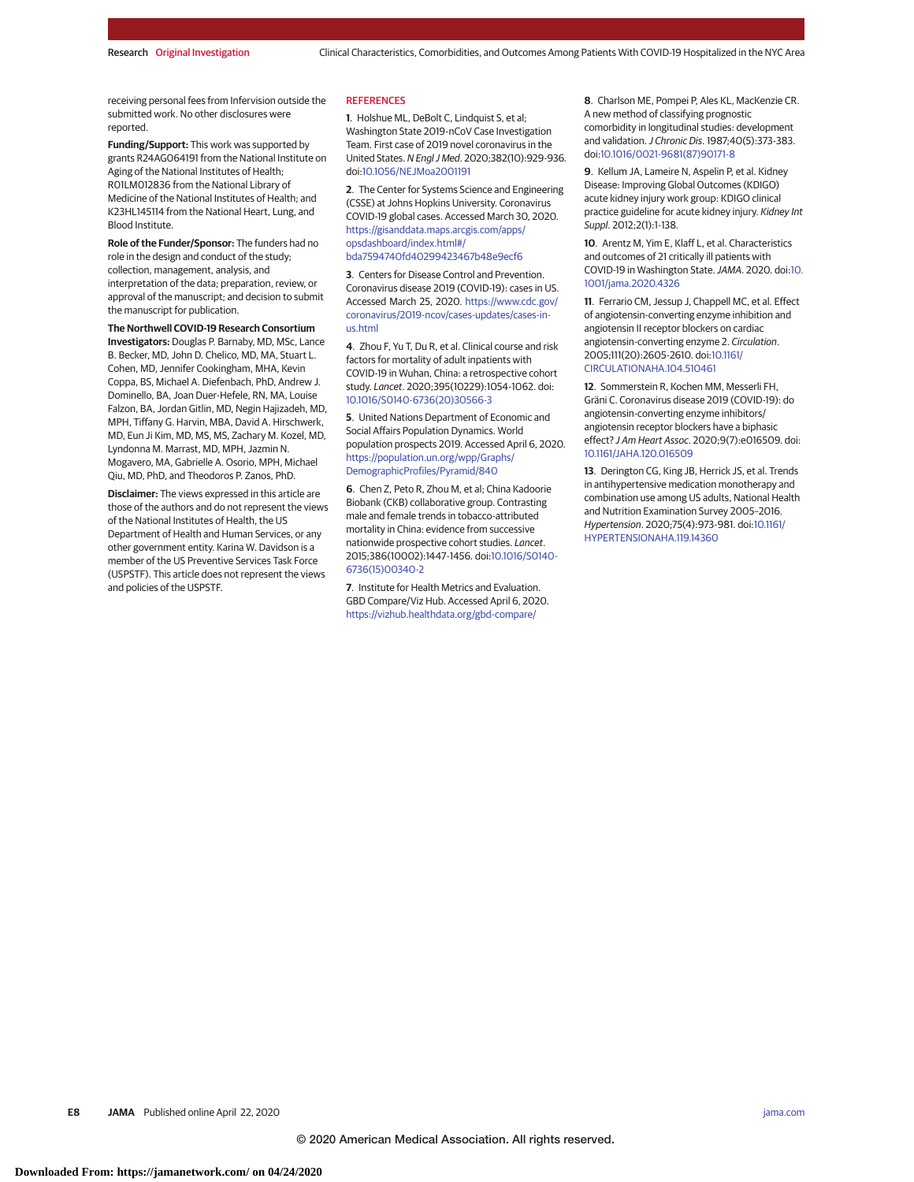receiving personal fees from Infervision outside the submitted work. No other disclosures were reported.

**Funding/Support:** This work was supported by grants R24AG064191 from the National Institute on Aging of the National Institutes of Health; R01LM012836 from the National Library of Medicine of the National Institutes of Health; and K23HL145114 from the National Heart, Lung, and Blood Institute.

**Role of the Funder/Sponsor:** The funders had no role in the design and conduct of the study; collection, management, analysis, and interpretation of the data; preparation, review, or approval of the manuscript; and decision to submit the manuscript for publication.

**The Northwell COVID-19 Research Consortium Investigators:** Douglas P. Barnaby, MD, MSc, Lance B. Becker, MD, John D. Chelico, MD, MA, Stuart L. Cohen, MD, Jennifer Cookingham, MHA, Kevin Coppa, BS, Michael A. Diefenbach, PhD, Andrew J. Dominello, BA, Joan Duer-Hefele, RN, MA, Louise Falzon, BA, Jordan Gitlin, MD, Negin Hajizadeh, MD, MPH, Tiffany G. Harvin, MBA, David A. Hirschwerk, MD, Eun Ji Kim, MD, MS, MS, Zachary M. Kozel, MD, Lyndonna M. Marrast, MD, MPH, Jazmin N. Mogavero, MA, Gabrielle A. Osorio, MPH, Michael Qiu, MD, PhD, and Theodoros P. Zanos, PhD.

**Disclaimer:** The views expressed in this article are those of the authors and do not represent the views of the National Institutes of Health, the US Department of Health and Human Services, or any other government entity. Karina W. Davidson is a member of the US Preventive Services Task Force (USPSTF). This article does not represent the views and policies of the USPSTF.

## REFERENCES

**1**. Holshue ML, DeBolt C, Lindquist S, et al; Washington State 2019-nCoV Case Investigation Team. First case of 2019 novel coronavirus in the United States. *N Engl J Med*. 2020;382(10):929-936. doi:10.1056/NEJMoa2001191

**2**. The Center for Systems Science and Engineering (CSSE) at Johns Hopkins University. Coronavirus COVID-19 global cases. Accessed March 30, 2020. https://gisanddata.maps.arcgis.com/apps/opsdashboard/index.html#/bda7594740fd40299423467b48e9ecf6

**3**. Centers for Disease Control and Prevention. Coronavirus disease 2019 (COVID-19): cases in US. Accessed March 25, 2020. https://www.cdc.gov/coronavirus/2019-ncov/cases-updates/cases-in-us.html

**4**. Zhou F, Yu T, Du R, et al. Clinical course and risk factors for mortality of adult inpatients with COVID-19 in Wuhan, China: a retrospective cohort study. *Lancet*. 2020;395(10229):1054-1062. doi:10.1016/S0140-6736(20)30566-3

**5**. United Nations Department of Economic and Social Affairs Population Dynamics. World population prospects 2019. Accessed April 6, 2020. https://population.un.org/wpp/Graphs/DemographicProfiles/Pyramid/840

**6**. Chen Z, Peto R, Zhou M, et al; China Kadoorie Biobank (CKB) collaborative group. Contrasting male and female trends in tobacco-attributed mortality in China: evidence from successive nationwide prospective cohort studies. *Lancet*. 2015;386(10002):1447-1456. doi:10.1016/S0140-6736(15)00340-2

**7**. Institute for Health Metrics and Evaluation. GBD Compare/Viz Hub. Accessed April 6, 2020. https://vizhub.healthdata.org/gbd-compare/

**8**. Charlson ME, Pompei P, Ales KL, MacKenzie CR. A new method of classifying prognostic comorbidity in longitudinal studies: development and validation. *J Chronic Dis*. 1987;40(5):373-383. doi:10.1016/0021-9681(87)90171-8

**9**. Kellum JA, Lameire N, Aspelin P, et al. Kidney Disease: Improving Global Outcomes (KDIGO) acute kidney injury work group: KDIGO clinical practice guideline for acute kidney injury. *Kidney Int Suppl*. 2012;2(1):1-138.

**10**. Arentz M, Yim E, Klaff L, et al. Characteristics and outcomes of 21 critically ill patients with COVID-19 in Washington State. *JAMA*. 2020. doi:10.1001/jama.2020.4326

**11**. Ferrario CM, Jessup J, Chappell MC, et al. Effect of angiotensin-converting enzyme inhibition and angiotensin II receptor blockers on cardiac angiotensin-converting enzyme 2. *Circulation*. 2005;111(20):2605-2610. doi:10.1161/CIRCULATIONAHA.104.510461

**12**. Sommerstein R, Kochen MM, Messerli FH, Gräni C. Coronavirus disease 2019 (COVID-19): do angiotensin-converting enzyme inhibitors/angiotensin receptor blockers have a biphasic effect? *J Am Heart Assoc*. 2020;9(7):e016509. doi:10.1161/JAHA.120.016509

**13**. Derington CG, King JB, Herrick JS, et al. Trends in antihypertensive medication monotherapy and combination use among US adults, National Health and Nutrition Examination Survey 2005-2016. *Hypertension*. 2020;75(4):973-981. doi:10.1161/HYPERTENSIONAHA.119.14360